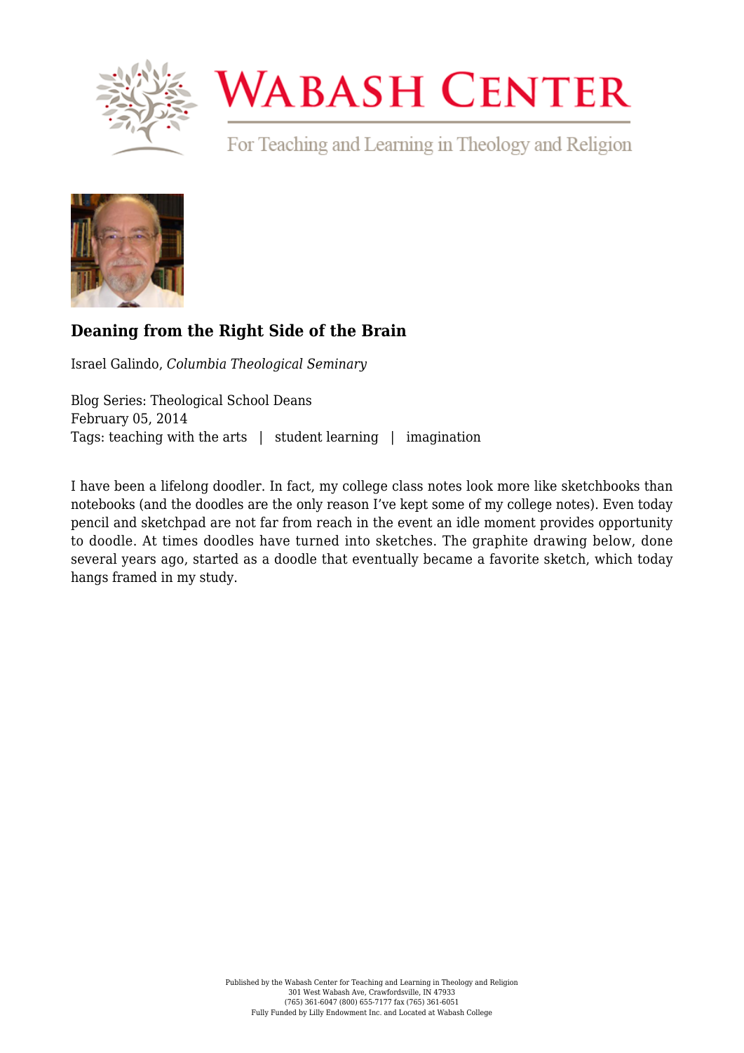# Deaning from the Right Side of the Brain

Israel Galindo, *Columbia Theological Seminary*

Blog Series: Theological School Deans
February 05, 2014
Tags: teaching with the arts | student learning | imagination

I have been a lifelong doodler. In fact, my college class notes look more like sketchbooks than notebooks (and the doodles are the only reason I've kept some of my college notes). Even today pencil and sketchpad are not far from reach in the event an idle moment provides opportunity to doodle. At times doodles have turned into sketches. The graphite drawing below, done several years ago, started as a doodle that eventually became a favorite sketch, which today hangs framed in my study.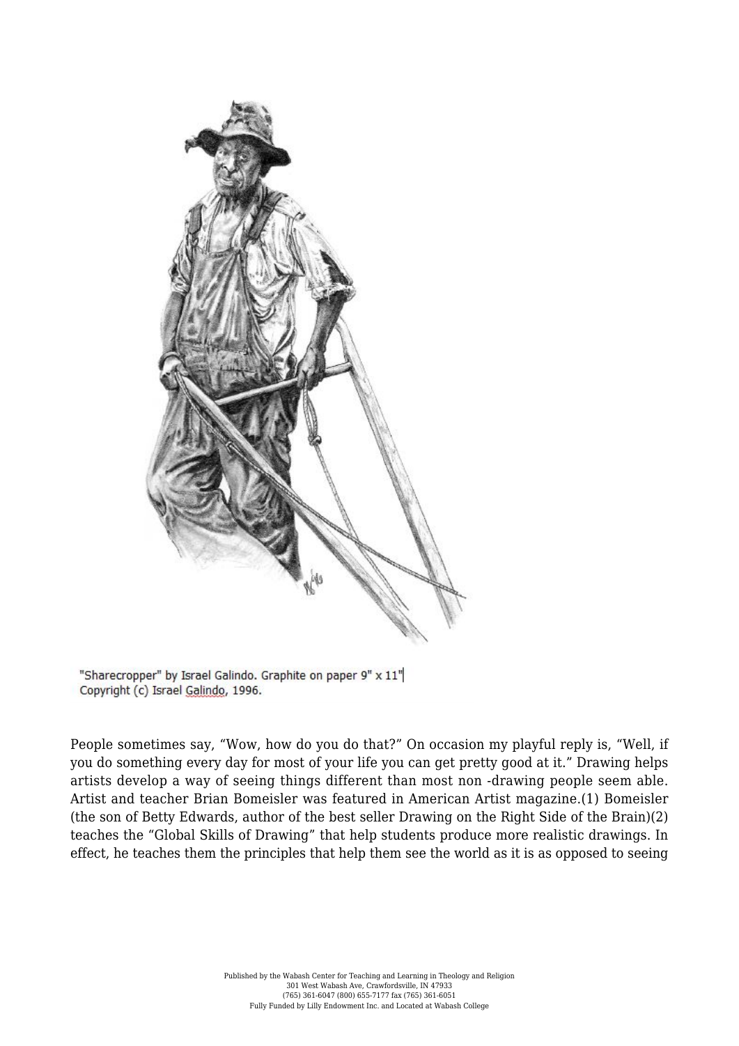"Sharecropper" by Israel Galindo. Graphite on paper 9" x 11"
Copyright (c) Israel Galindo, 1996.

People sometimes say, “Wow, how do you do that?” On occasion my playful reply is, “Well, if you do something every day for most of your life you can get pretty good at it.” Drawing helps artists develop a way of seeing things different than most non -drawing people seem able. Artist and teacher Brian Bomeisler was featured in American Artist magazine.(1) Bomeisler (the son of Betty Edwards, author of the best seller Drawing on the Right Side of the Brain)(2) teaches the “Global Skills of Drawing” that help students produce more realistic drawings. In effect, he teaches them the principles that help them see the world as it is as opposed to seeing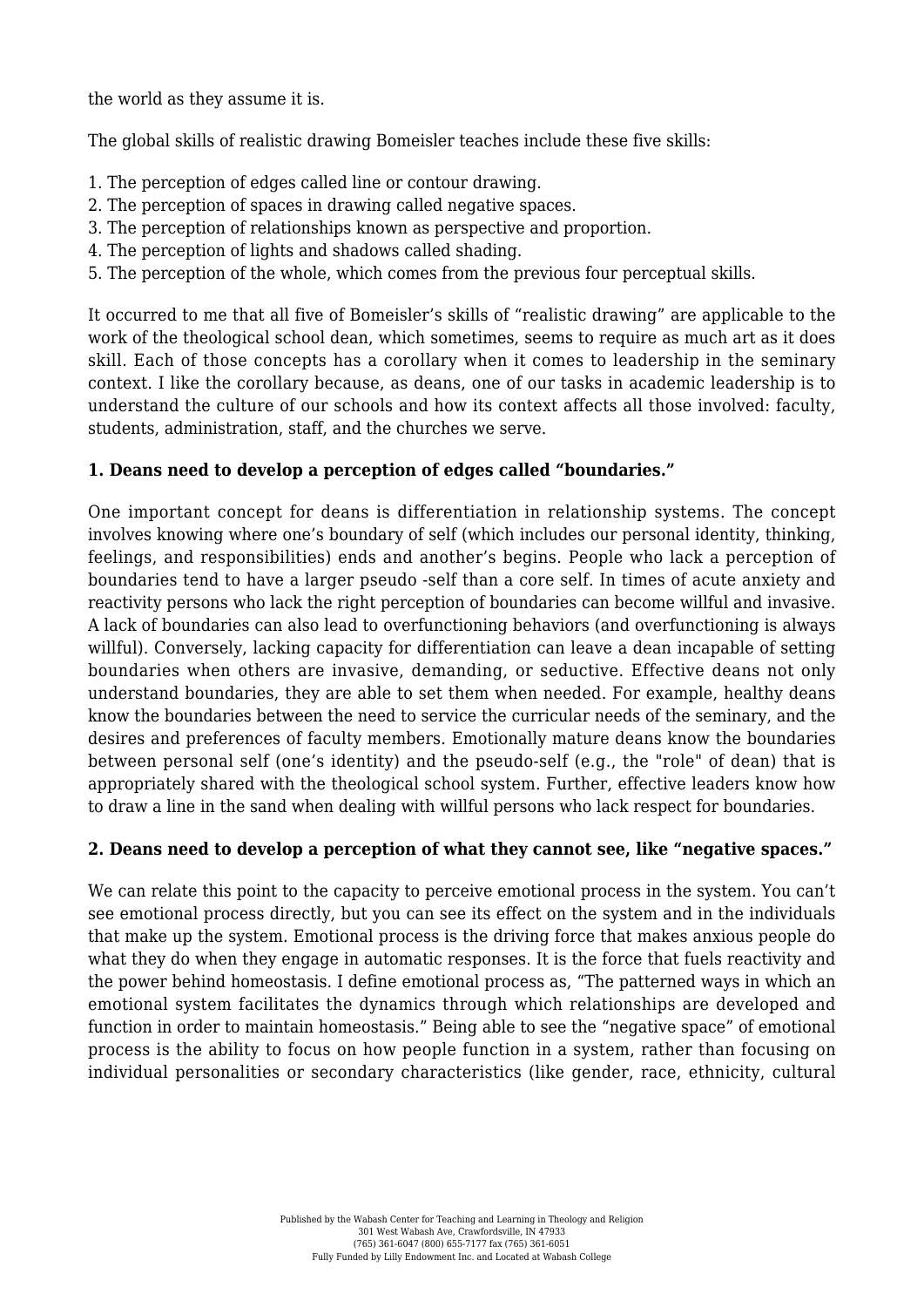the world as they assume it is.

The global skills of realistic drawing Bomeisler teaches include these five skills:

1. The perception of edges called line or contour drawing.
2. The perception of spaces in drawing called negative spaces.
3. The perception of relationships known as perspective and proportion.
4. The perception of lights and shadows called shading.
5. The perception of the whole, which comes from the previous four perceptual skills.

It occurred to me that all five of Bomeisler's skills of "realistic drawing" are applicable to the work of the theological school dean, which sometimes, seems to require as much art as it does skill. Each of those concepts has a corollary when it comes to leadership in the seminary context. I like the corollary because, as deans, one of our tasks in academic leadership is to understand the culture of our schools and how its context affects all those involved: faculty, students, administration, staff, and the churches we serve.

**1. Deans need to develop a perception of edges called "boundaries."**

One important concept for deans is differentiation in relationship systems. The concept involves knowing where one's boundary of self (which includes our personal identity, thinking, feelings, and responsibilities) ends and another's begins. People who lack a perception of boundaries tend to have a larger pseudo -self than a core self. In times of acute anxiety and reactivity persons who lack the right perception of boundaries can become willful and invasive. A lack of boundaries can also lead to overfunctioning behaviors (and overfunctioning is always willful). Conversely, lacking capacity for differentiation can leave a dean incapable of setting boundaries when others are invasive, demanding, or seductive. Effective deans not only understand boundaries, they are able to set them when needed. For example, healthy deans know the boundaries between the need to service the curricular needs of the seminary, and the desires and preferences of faculty members. Emotionally mature deans know the boundaries between personal self (one's identity) and the pseudo-self (e.g., the "role" of dean) that is appropriately shared with the theological school system. Further, effective leaders know how to draw a line in the sand when dealing with willful persons who lack respect for boundaries.

**2. Deans need to develop a perception of what they cannot see, like "negative spaces."**

We can relate this point to the capacity to perceive emotional process in the system. You can't see emotional process directly, but you can see its effect on the system and in the individuals that make up the system. Emotional process is the driving force that makes anxious people do what they do when they engage in automatic responses. It is the force that fuels reactivity and the power behind homeostasis. I define emotional process as, "The patterned ways in which an emotional system facilitates the dynamics through which relationships are developed and function in order to maintain homeostasis." Being able to see the "negative space" of emotional process is the ability to focus on how people function in a system, rather than focusing on individual personalities or secondary characteristics (like gender, race, ethnicity, cultural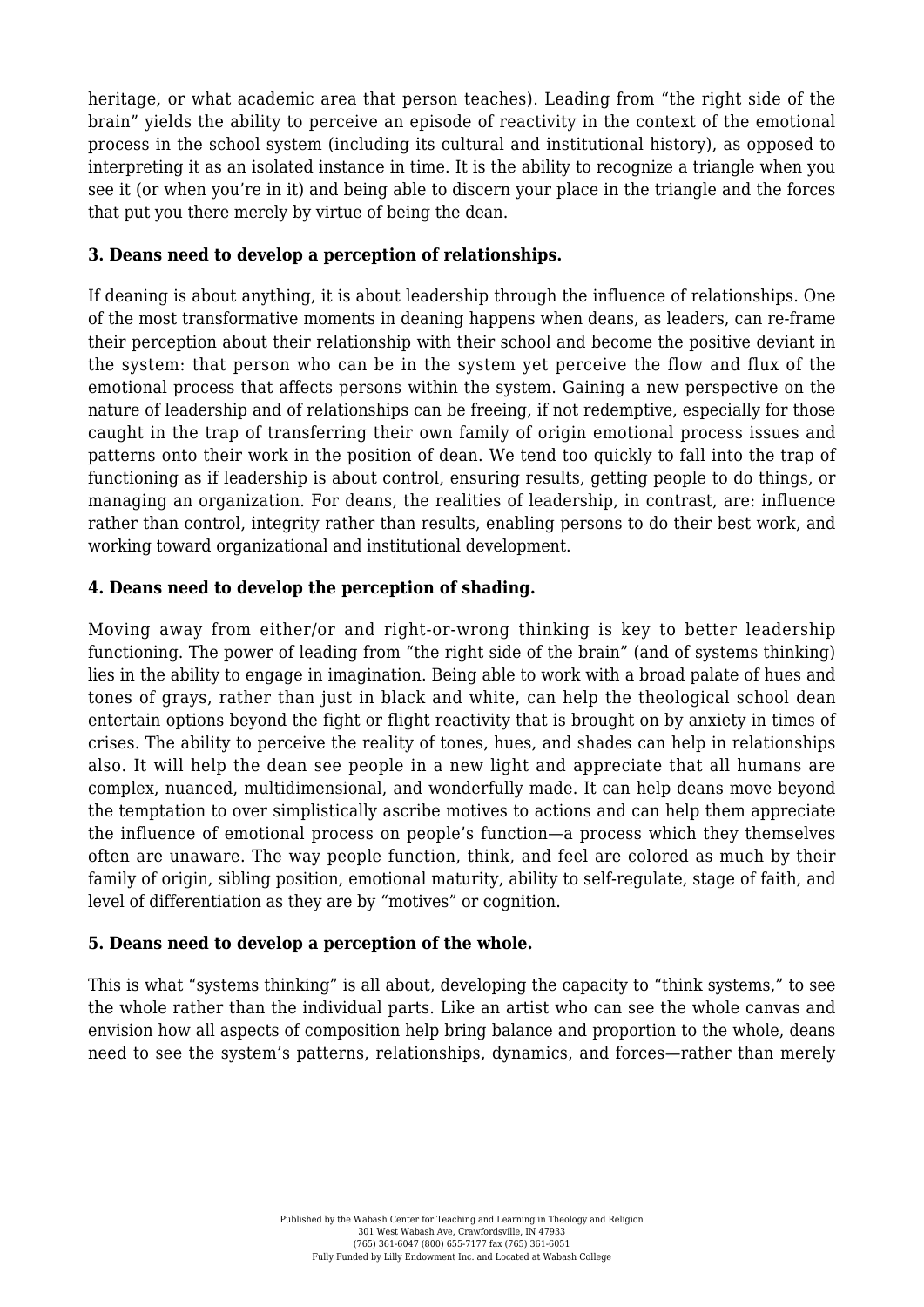heritage, or what academic area that person teaches). Leading from “the right side of the brain” yields the ability to perceive an episode of reactivity in the context of the emotional process in the school system (including its cultural and institutional history), as opposed to interpreting it as an isolated instance in time. It is the ability to recognize a triangle when you see it (or when you’re in it) and being able to discern your place in the triangle and the forces that put you there merely by virtue of being the dean.

**3. Deans need to develop a perception of relationships.**

If deaning is about anything, it is about leadership through the influence of relationships. One of the most transformative moments in deaning happens when deans, as leaders, can re-frame their perception about their relationship with their school and become the positive deviant in the system: that person who can be in the system yet perceive the flow and flux of the emotional process that affects persons within the system. Gaining a new perspective on the nature of leadership and of relationships can be freeing, if not redemptive, especially for those caught in the trap of transferring their own family of origin emotional process issues and patterns onto their work in the position of dean. We tend too quickly to fall into the trap of functioning as if leadership is about control, ensuring results, getting people to do things, or managing an organization. For deans, the realities of leadership, in contrast, are: influence rather than control, integrity rather than results, enabling persons to do their best work, and working toward organizational and institutional development.

**4. Deans need to develop the perception of shading.**

Moving away from either/or and right-or-wrong thinking is key to better leadership functioning. The power of leading from “the right side of the brain” (and of systems thinking) lies in the ability to engage in imagination. Being able to work with a broad palate of hues and tones of grays, rather than just in black and white, can help the theological school dean entertain options beyond the fight or flight reactivity that is brought on by anxiety in times of crises. The ability to perceive the reality of tones, hues, and shades can help in relationships also. It will help the dean see people in a new light and appreciate that all humans are complex, nuanced, multidimensional, and wonderfully made. It can help deans move beyond the temptation to over simplistically ascribe motives to actions and can help them appreciate the influence of emotional process on people’s function—a process which they themselves often are unaware. The way people function, think, and feel are colored as much by their family of origin, sibling position, emotional maturity, ability to self-regulate, stage of faith, and level of differentiation as they are by “motives” or cognition.

**5. Deans need to develop a perception of the whole.**

This is what “systems thinking” is all about, developing the capacity to “think systems,” to see the whole rather than the individual parts. Like an artist who can see the whole canvas and envision how all aspects of composition help bring balance and proportion to the whole, deans need to see the system’s patterns, relationships, dynamics, and forces—rather than merely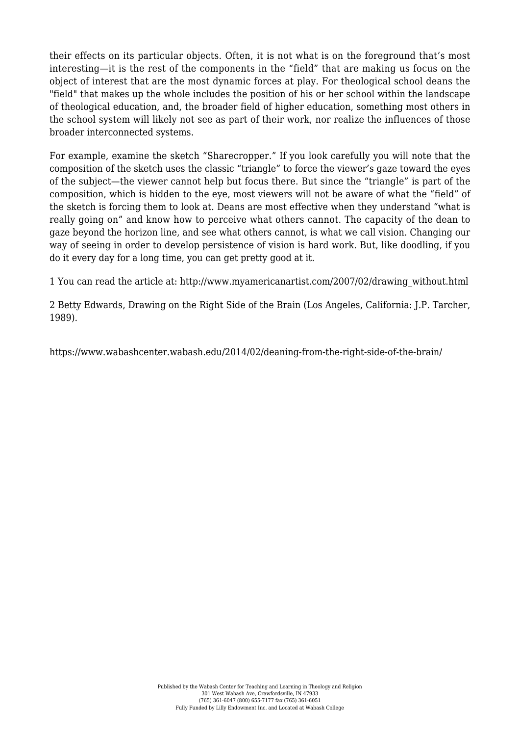their effects on its particular objects. Often, it is not what is on the foreground that's most interesting—it is the rest of the components in the "field" that are making us focus on the object of interest that are the most dynamic forces at play. For theological school deans the "field" that makes up the whole includes the position of his or her school within the landscape of theological education, and, the broader field of higher education, something most others in the school system will likely not see as part of their work, nor realize the influences of those broader interconnected systems.

For example, examine the sketch "Sharecropper." If you look carefully you will note that the composition of the sketch uses the classic "triangle" to force the viewer's gaze toward the eyes of the subject—the viewer cannot help but focus there. But since the "triangle" is part of the composition, which is hidden to the eye, most viewers will not be aware of what the "field" of the sketch is forcing them to look at. Deans are most effective when they understand "what is really going on" and know how to perceive what others cannot. The capacity of the dean to gaze beyond the horizon line, and see what others cannot, is what we call vision. Changing our way of seeing in order to develop persistence of vision is hard work. But, like doodling, if you do it every day for a long time, you can get pretty good at it.

1 You can read the article at: http://www.myamericanartist.com/2007/02/drawing_without.html

2 Betty Edwards, Drawing on the Right Side of the Brain (Los Angeles, California: J.P. Tarcher, 1989).

https://www.wabashcenter.wabash.edu/2014/02/deaning-from-the-right-side-of-the-brain/